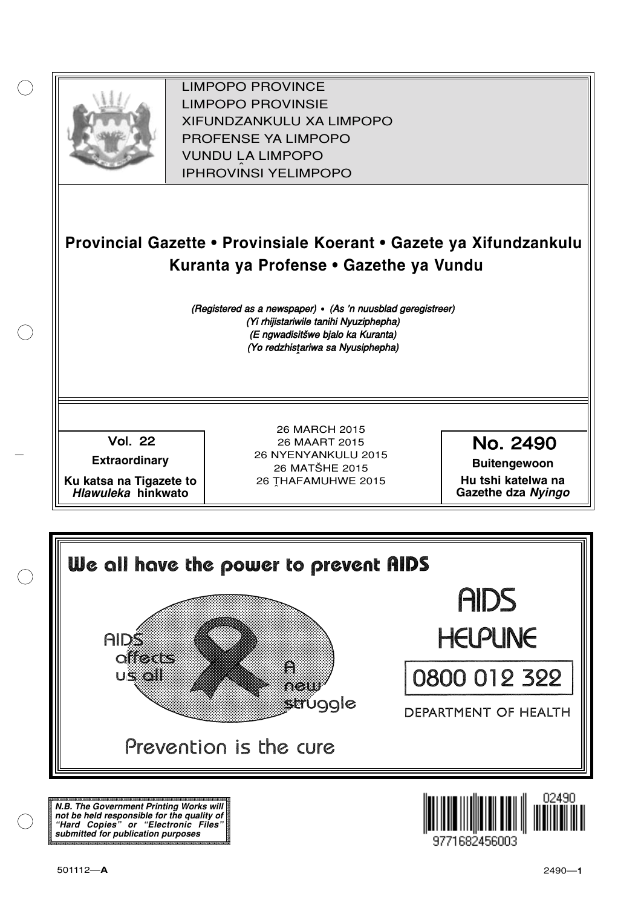LIMPOPO PROVINCE
LIMPOPO PROVINSIE
XIFUNDZANKULU XA LIMPOPO
PROFENSE YA LIMPOPO
VUNDU LA LIMPOPO
IPHROVINSI YELIMPOPO

# Provincial Gazette • Provinsiale Koerant • Gazete ya Xifundzankulu Kuranta ya Profense • Gazethe ya Vundu

*(Registered as a newspaper) • (As 'n nuusblad geregistreer)*
*(Yi rhijistariwile tanihi Nyuziphepha)*
*(E ngwadisitšwe bjalo ka Kuranta)*
*(Yo redzhistariwa sa Nyusiphepha)*

**Vol. 22**

**Extraordinary**

**Ku katsa na Tigazete to *Hlawuleka* hinkwato**

26 MARCH 2015
26 MAART 2015
26 NYENYANKULU 2015
26 MATŠHE 2015
26 ṰHAFAMUHWE 2015

**No. 2490**

**Buitengewoon**

**Hu tshi katelwa na Gazethe dza *Nyingo***

**We all have the power to prevent AIDS**

AIDS affects us all

A new struggle

AIDS HELPLINE

0800 012 322

DEPARTMENT OF HEALTH

Prevention is the cure

***N.B. The Government Printing Works will not be held responsible for the quality of "Hard Copies" or "Electronic Files" submitted for publication purposes***

501112—A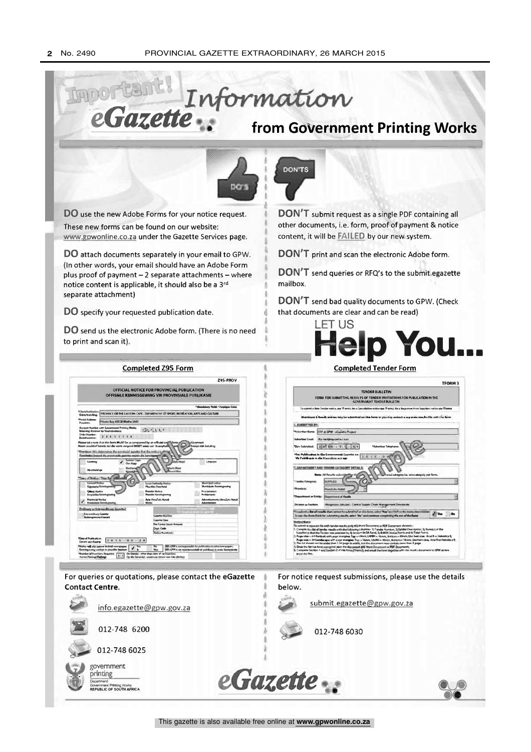# Important! eGazette Information from Government Printing Works

**DO's**

**DO** use the new Adobe Forms for your notice request. These new forms can be found on our website: www.gpwonline.co.za under the Gazette Services page.

**DO** attach documents separately in your email to GPW. (In other words, your email should have an Adobe Form plus proof of payment – 2 separate attachments – where notice content is applicable, it should also be a 3rd separate attachment)

**DO** specify your requested publication date.

**DO** send us the electronic Adobe form. (There is no need to print and scan it).

**DON'TS**

**DON'T** submit request as a single PDF containing all other documents, i.e. form, proof of payment & notice content, it will be **FAILED** by our new system.

**DON'T** print and scan the electronic Adobe form.

**DON'T** send queries or RFQ's to the submit.egazette mailbox.

**DON'T** send bad quality documents to GPW. (Check that documents are clear and can be read)

## LET US Help You...

**Completed Z95 Form**

**Completed Tender Form**

For queries or quotations, please contact the **eGazette Contact Centre**.

info.egazette@gpw.gov.za

012-748 6200

012-748 6025

For notice request submissions, please use the details below.

submit.egazette@gpw.gov.za

012-748 6030

government printing
Department: Government Printing Works
REPUBLIC OF SOUTH AFRICA

eGazette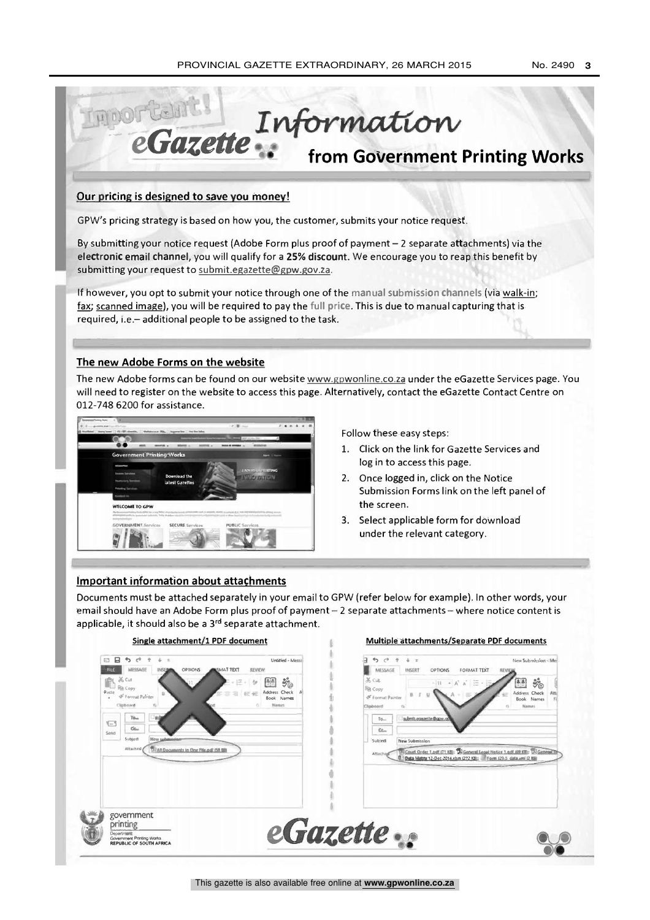# Important! eGazette Information from Government Printing Works

## Our pricing is designed to save you money!

GPW's pricing strategy is based on how you, the customer, submits your notice request.

By submitting your notice request (Adobe Form plus proof of payment – 2 separate attachments) via the **electronic email channel**, you will qualify for a **25% discount**. We encourage you to reap this benefit by submitting your request to submit.egazette@gpw.gov.za.

If however, you opt to submit your notice through one of the manual submission channels (via walk-in; fax; scanned image), you will be required to pay the full price. This is due to manual capturing that is required, i.e.– additional people to be assigned to the task.

## The new Adobe Forms on the website

The new Adobe forms can be found on our website www.gpwonline.co.za under the eGazette Services page. You will need to register on the website to access this page. Alternatively, contact the eGazette Contact Centre on 012-748 6200 for assistance.

Follow these easy steps:

1. Click on the link for Gazette Services and log in to access this page.
2. Once logged in, click on the Notice Submission Forms link on the left panel of the screen.
3. Select applicable form for download under the relevant category.

## Important information about attachments

Documents must be attached separately in your email to GPW (refer below for example). In other words, your email should have an Adobe Form plus proof of payment – 2 separate attachments – where notice content is applicable, it should also be a 3rd separate attachment.

**Single attachment/1 PDF document**

**Multiple attachments/Separate PDF documents**

government printing
Department: Government Printing Works
REPUBLIC OF SOUTH AFRICA

eGazette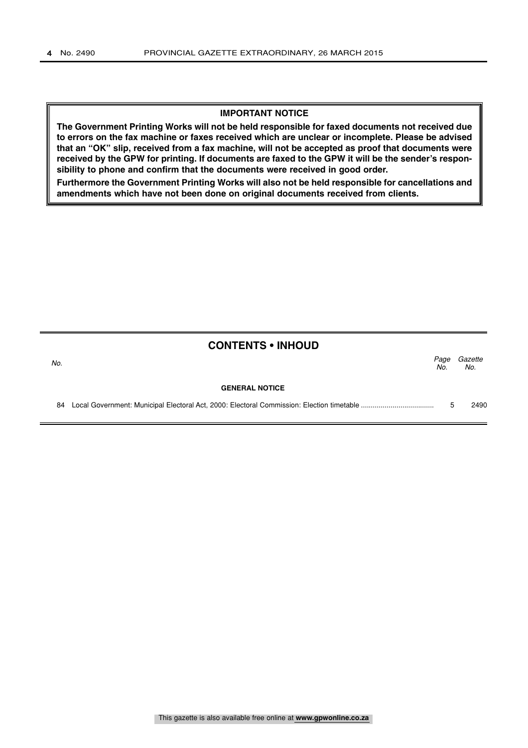**IMPORTANT NOTICE**

**The Government Printing Works will not be held responsible for faxed documents not received due to errors on the fax machine or faxes received which are unclear or incomplete. Please be advised that an "OK" slip, received from a fax machine, will not be accepted as proof that documents were received by the GPW for printing. If documents are faxed to the GPW it will be the sender's responsibility to phone and confirm that the documents were received in good order.**

**Furthermore the Government Printing Works will also not be held responsible for cancellations and amendments which have not been done on original documents received from clients.**

## CONTENTS • INHOUD

| *No.* | | *Page No.* | *Gazette No.* |
|---|---|---|---|
| | **GENERAL NOTICE** | | |
| 84 | Local Government: Municipal Electoral Act, 2000: Electoral Commission: Election timetable .................................... | 5 | 2490 |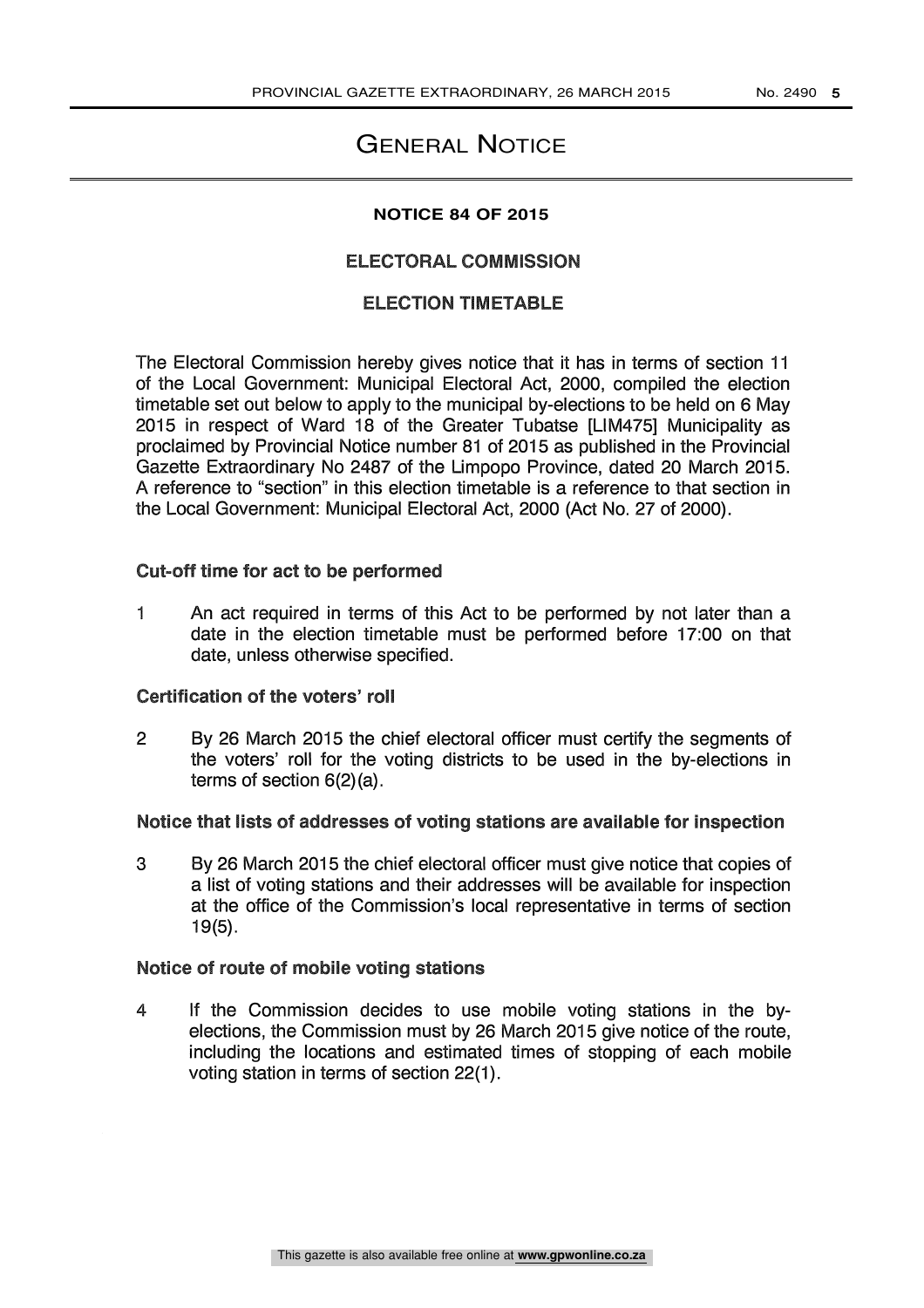# General Notice

**NOTICE 84 OF 2015**

**ELECTORAL COMMISSION**

**ELECTION TIMETABLE**

The Electoral Commission hereby gives notice that it has in terms of section 11 of the Local Government: Municipal Electoral Act, 2000, compiled the election timetable set out below to apply to the municipal by-elections to be held on 6 May 2015 in respect of Ward 18 of the Greater Tubatse [LIM475] Municipality as proclaimed by Provincial Notice number 81 of 2015 as published in the Provincial Gazette Extraordinary No 2487 of the Limpopo Province, dated 20 March 2015. A reference to "section" in this election timetable is a reference to that section in the Local Government: Municipal Electoral Act, 2000 (Act No. 27 of 2000).

**Cut-off time for act to be performed**

1 An act required in terms of this Act to be performed by not later than a date in the election timetable must be performed before 17:00 on that date, unless otherwise specified.

**Certification of the voters' roll**

2 By 26 March 2015 the chief electoral officer must certify the segments of the voters' roll for the voting districts to be used in the by-elections in terms of section 6(2)(a).

**Notice that lists of addresses of voting stations are available for inspection**

3 By 26 March 2015 the chief electoral officer must give notice that copies of a list of voting stations and their addresses will be available for inspection at the office of the Commission's local representative in terms of section 19(5).

**Notice of route of mobile voting stations**

4 If the Commission decides to use mobile voting stations in the by-elections, the Commission must by 26 March 2015 give notice of the route, including the locations and estimated times of stopping of each mobile voting station in terms of section 22(1).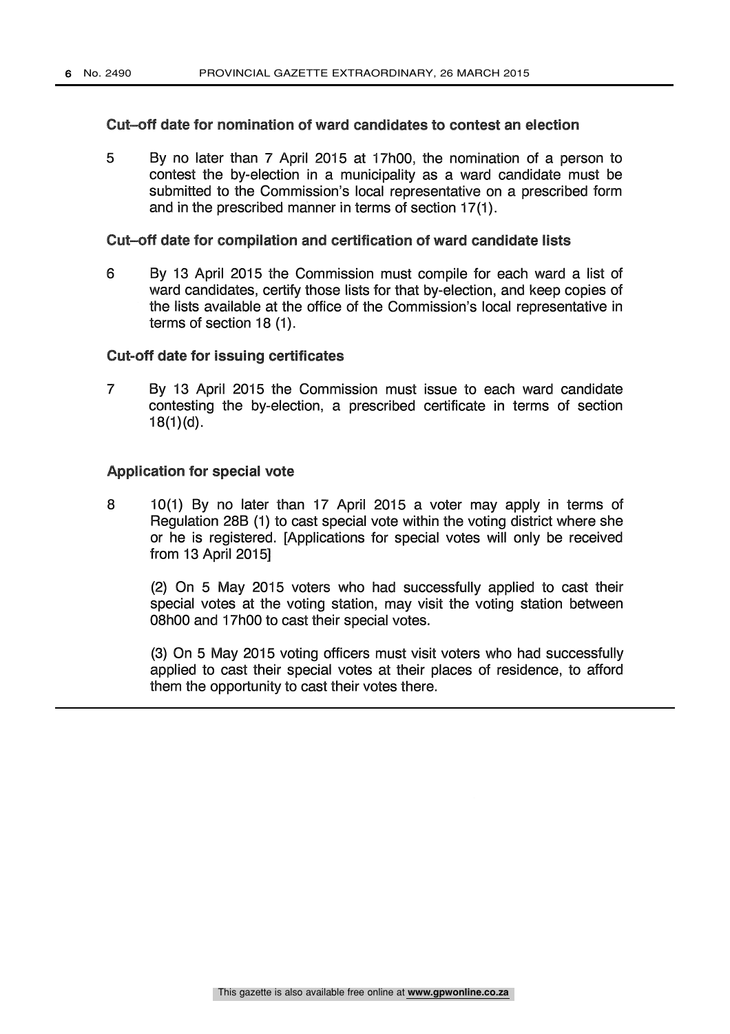### Cut–off date for nomination of ward candidates to contest an election

5 By no later than 7 April 2015 at 17h00, the nomination of a person to contest the by-election in a municipality as a ward candidate must be submitted to the Commission's local representative on a prescribed form and in the prescribed manner in terms of section 17(1).

### Cut–off date for compilation and certification of ward candidate lists

6 By 13 April 2015 the Commission must compile for each ward a list of ward candidates, certify those lists for that by-election, and keep copies of the lists available at the office of the Commission's local representative in terms of section 18 (1).

### Cut-off date for issuing certificates

7 By 13 April 2015 the Commission must issue to each ward candidate contesting the by-election, a prescribed certificate in terms of section 18(1)(d).

### Application for special vote

8 10(1) By no later than 17 April 2015 a voter may apply in terms of Regulation 28B (1) to cast special vote within the voting district where she or he is registered. [Applications for special votes will only be received from 13 April 2015]

(2) On 5 May 2015 voters who had successfully applied to cast their special votes at the voting station, may visit the voting station between 08h00 and 17h00 to cast their special votes.

(3) On 5 May 2015 voting officers must visit voters who had successfully applied to cast their special votes at their places of residence, to afford them the opportunity to cast their votes there.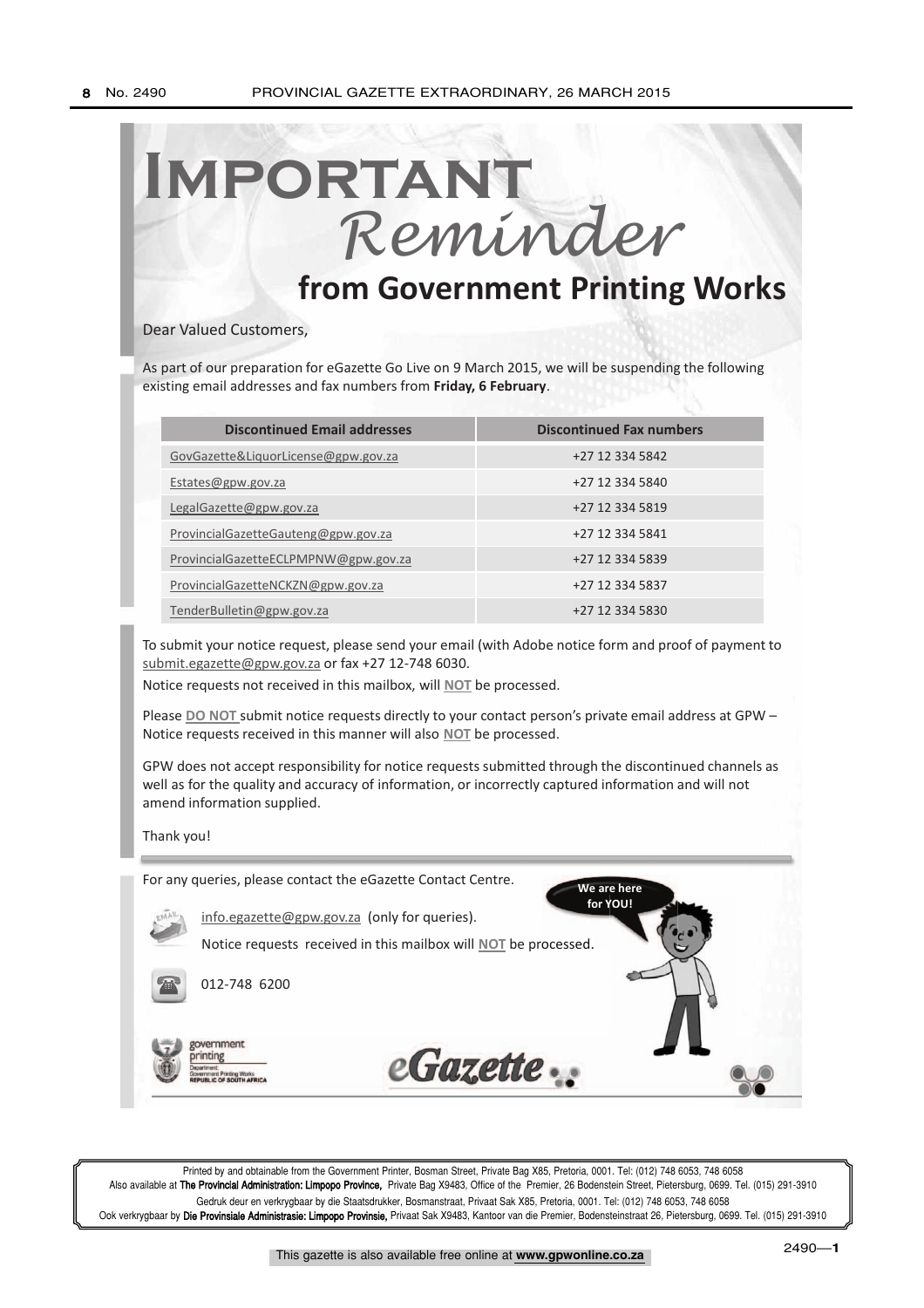# IMPORTANT *Reminder*

## from Government Printing Works

Dear Valued Customers,

As part of our preparation for eGazette Go Live on 9 March 2015, we will be suspending the following existing email addresses and fax numbers from **Friday, 6 February**.

| Discontinued Email addresses | Discontinued Fax numbers |
|---|---|
| GovGazette&LiquorLicense@gpw.gov.za | +27 12 334 5842 |
| Estates@gpw.gov.za | +27 12 334 5840 |
| LegalGazette@gpw.gov.za | +27 12 334 5819 |
| ProvincialGazetteGauteng@gpw.gov.za | +27 12 334 5841 |
| ProvincialGazetteECLPMPNW@gpw.gov.za | +27 12 334 5839 |
| ProvincialGazetteNCKZN@gpw.gov.za | +27 12 334 5837 |
| TenderBulletin@gpw.gov.za | +27 12 334 5830 |

To submit your notice request, please send your email (with Adobe notice form and proof of payment to submit.egazette@gpw.gov.za or fax +27 12-748 6030.

Notice requests not received in this mailbox, will **NOT** be processed.

Please **DO NOT** submit notice requests directly to your contact person's private email address at GPW – Notice requests received in this manner will also **NOT** be processed.

GPW does not accept responsibility for notice requests submitted through the discontinued channels as well as for the quality and accuracy of information, or incorrectly captured information and will not amend information supplied.

Thank you!

For any queries, please contact the eGazette Contact Centre.

We are here for YOU!

info.egazette@gpw.gov.za (only for queries).

Notice requests received in this mailbox will **NOT** be processed.

012-748 6200

government printing
Department: Government Printing Works
REPUBLIC OF SOUTH AFRICA

*eGazette*

Printed by and obtainable from the Government Printer, Bosman Street, Private Bag X85, Pretoria, 0001. Tel: (012) 748 6053, 748 6058
Also available at **The Provincial Administration: Limpopo Province,** Private Bag X9483, Office of the Premier, 26 Bodenstein Street, Pietersburg, 0699. Tel. (015) 291-3910
Gedruk deur en verkrygbaar by die Staatsdrukker, Bosmanstraat, Privaat Sak X85, Pretoria, 0001. Tel: (012) 748 6053, 748 6058
Ook verkrygbaar by **Die Provinsiale Administrasie: Limpopo Provinsie,** Privaat Sak X9483, Kantoor van die Premier, Bodensteinstraat 26, Pietersburg, 0699. Tel. (015) 291-3910

This gazette is also available free online at **www.gpwonline.co.za**